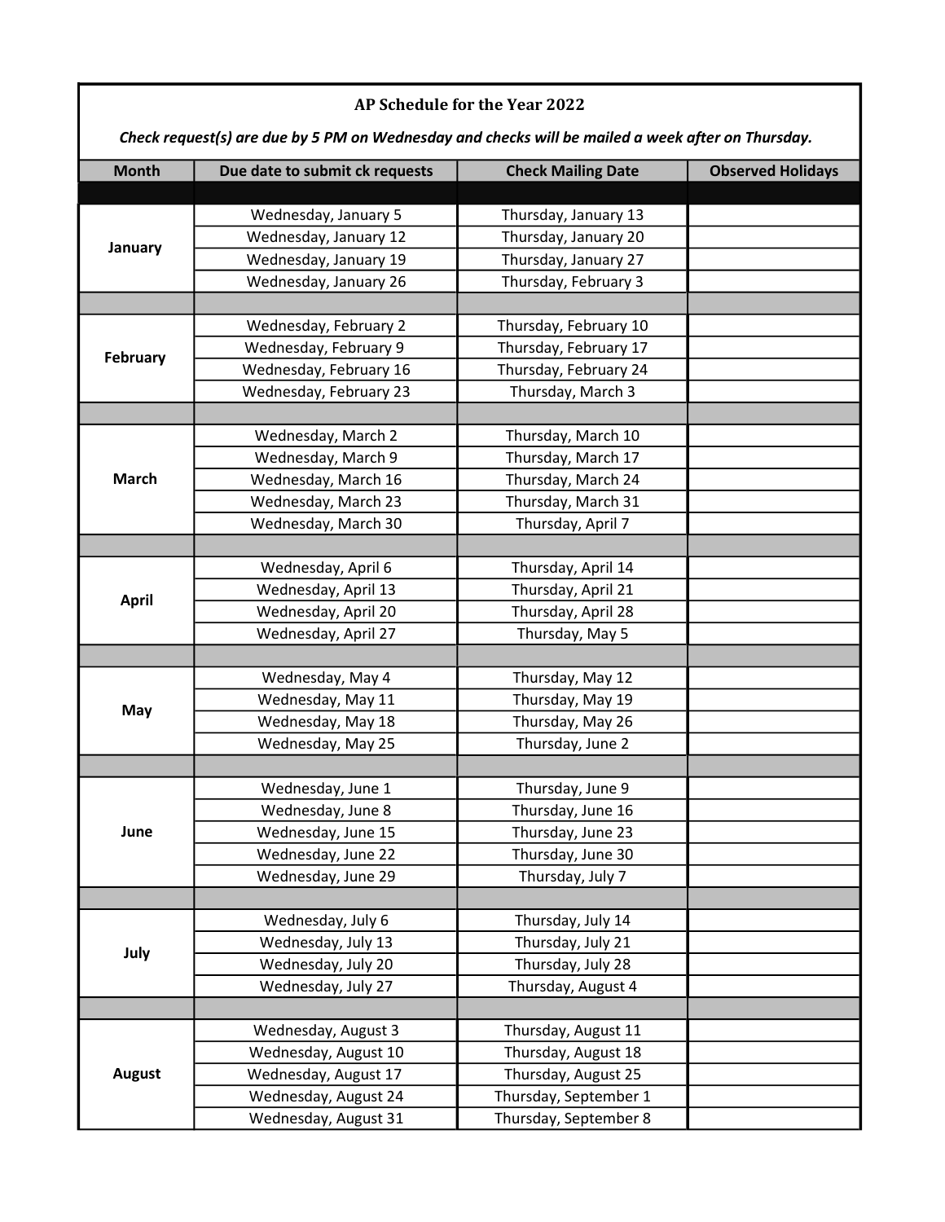# AP Schedule for the Year 2022

***Check request(s) are due by 5 PM on Wednesday and checks will be mailed a week after on Thursday.***

| Month | Due date to submit ck requests | Check Mailing Date | Observed Holidays |
|---|---|---|---|
| January | Wednesday, January 5 | Thursday, January 13 | |
| | Wednesday, January 12 | Thursday, January 20 | |
| | Wednesday, January 19 | Thursday, January 27 | |
| | Wednesday, January 26 | Thursday, February 3 | |
| February | Wednesday, February 2 | Thursday, February 10 | |
| | Wednesday, February 9 | Thursday, February 17 | |
| | Wednesday, February 16 | Thursday, February 24 | |
| | Wednesday, February 23 | Thursday, March 3 | |
| March | Wednesday, March 2 | Thursday, March 10 | |
| | Wednesday, March 9 | Thursday, March 17 | |
| | Wednesday, March 16 | Thursday, March 24 | |
| | Wednesday, March 23 | Thursday, March 31 | |
| | Wednesday, March 30 | Thursday, April 7 | |
| April | Wednesday, April 6 | Thursday, April 14 | |
| | Wednesday, April 13 | Thursday, April 21 | |
| | Wednesday, April 20 | Thursday, April 28 | |
| | Wednesday, April 27 | Thursday, May 5 | |
| May | Wednesday, May 4 | Thursday, May 12 | |
| | Wednesday, May 11 | Thursday, May 19 | |
| | Wednesday, May 18 | Thursday, May 26 | |
| | Wednesday, May 25 | Thursday, June 2 | |
| June | Wednesday, June 1 | Thursday, June 9 | |
| | Wednesday, June 8 | Thursday, June 16 | |
| | Wednesday, June 15 | Thursday, June 23 | |
| | Wednesday, June 22 | Thursday, June 30 | |
| | Wednesday, June 29 | Thursday, July 7 | |
| July | Wednesday, July 6 | Thursday, July 14 | |
| | Wednesday, July 13 | Thursday, July 21 | |
| | Wednesday, July 20 | Thursday, July 28 | |
| | Wednesday, July 27 | Thursday, August 4 | |
| August | Wednesday, August 3 | Thursday, August 11 | |
| | Wednesday, August 10 | Thursday, August 18 | |
| | Wednesday, August 17 | Thursday, August 25 | |
| | Wednesday, August 24 | Thursday, September 1 | |
| | Wednesday, August 31 | Thursday, September 8 | |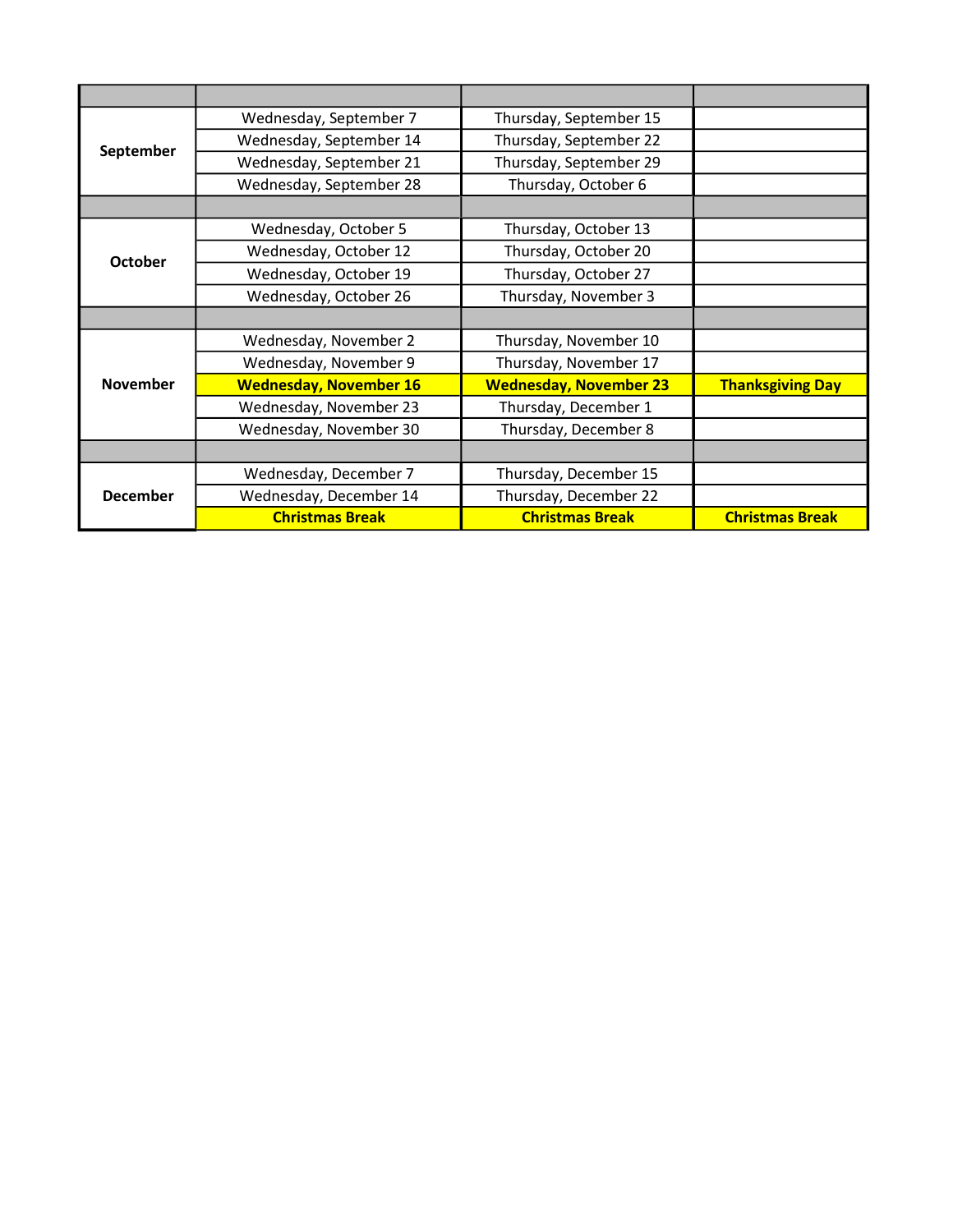| | | | |
|---|---|---|---|
| September | Wednesday, September 7 | Thursday, September 15 | |
| | Wednesday, September 14 | Thursday, September 22 | |
| | Wednesday, September 21 | Thursday, September 29 | |
| | Wednesday, September 28 | Thursday, October 6 | |
| | | | |
| October | Wednesday, October 5 | Thursday, October 13 | |
| | Wednesday, October 12 | Thursday, October 20 | |
| | Wednesday, October 19 | Thursday, October 27 | |
| | Wednesday, October 26 | Thursday, November 3 | |
| | | | |
| November | Wednesday, November 2 | Thursday, November 10 | |
| | Wednesday, November 9 | Thursday, November 17 | |
| | **Wednesday, November 16** | **Wednesday, November 23** | **Thanksgiving Day** |
| | Wednesday, November 23 | Thursday, December 1 | |
| | Wednesday, November 30 | Thursday, December 8 | |
| | | | |
| December | Wednesday, December 7 | Thursday, December 15 | |
| | Wednesday, December 14 | Thursday, December 22 | |
| | **Christmas Break** | **Christmas Break** | **Christmas Break** |